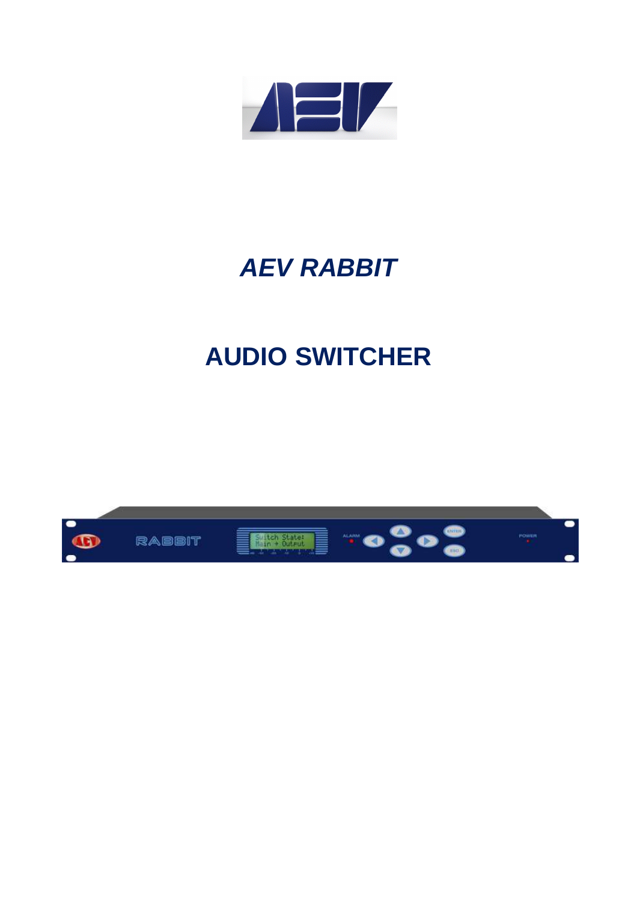# *AEV RABBIT*

# AUDIO SWITCHER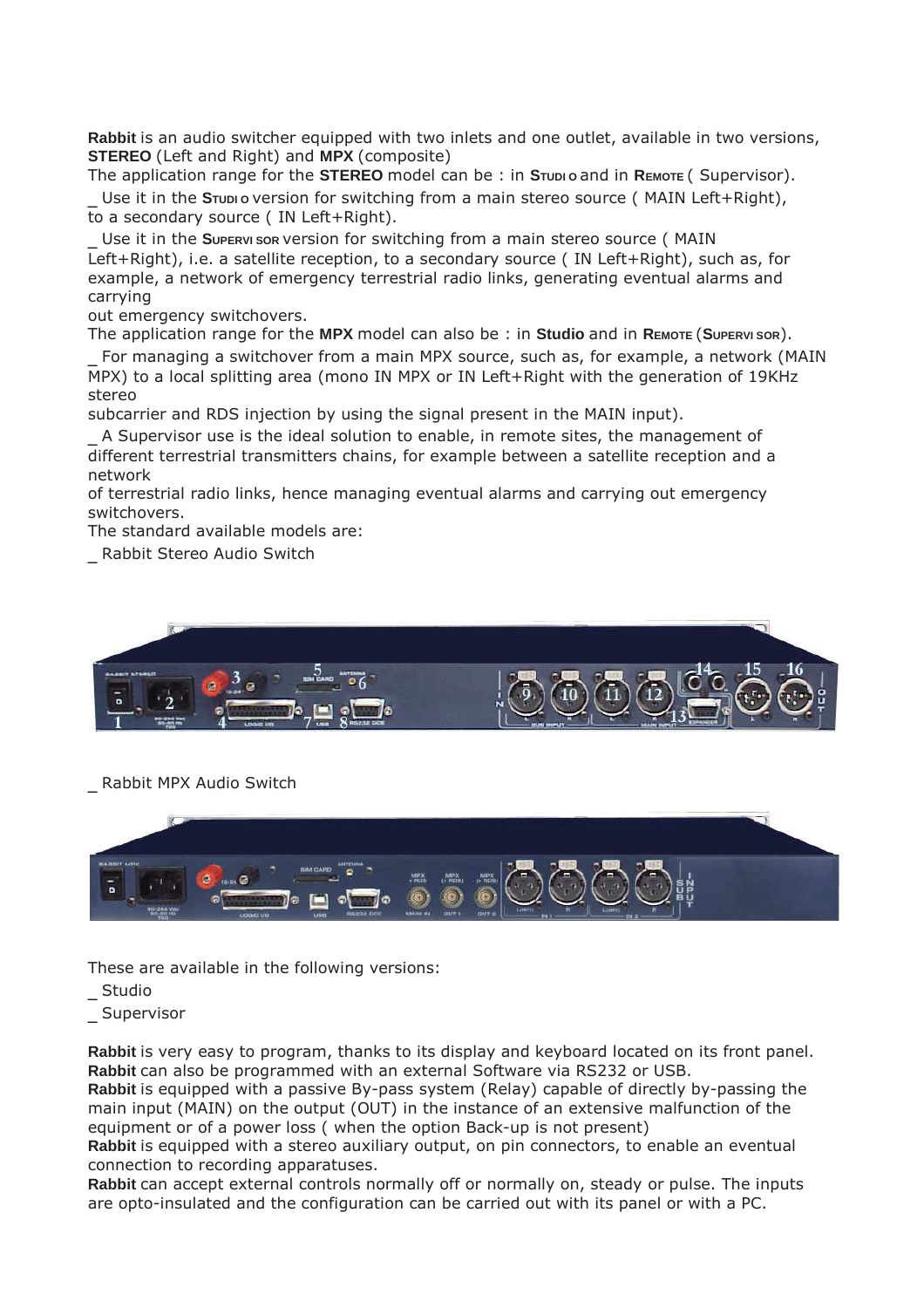**Rabbit** is an audio switcher equipped with two inlets and one outlet, available in two versions, **STEREO** (Left and Right) and **MPX** (composite)

The application range for the **STEREO** model can be : in **STUDIO** and in **REMOTE** ( Supervisor).

_ Use it in the **STUDIO** version for switching from a main stereo source ( MAIN Left+Right), to a secondary source ( IN Left+Right).

_ Use it in the **SUPERVISOR** version for switching from a main stereo source ( MAIN Left+Right), i.e. a satellite reception, to a secondary source ( IN Left+Right), such as, for example, a network of emergency terrestrial radio links, generating eventual alarms and carrying out emergency switchovers.

The application range for the **MPX** model can also be : in **Studio** and in **REMOTE** (**SUPERVISOR**).

_ For managing a switchover from a main MPX source, such as, for example, a network (MAIN MPX) to a local splitting area (mono IN MPX or IN Left+Right with the generation of 19KHz stereo subcarrier and RDS injection by using the signal present in the MAIN input).

_ A Supervisor use is the ideal solution to enable, in remote sites, the management of different terrestrial transmitters chains, for example between a satellite reception and a network of terrestrial radio links, hence managing eventual alarms and carrying out emergency switchovers.

The standard available models are:

_ Rabbit Stereo Audio Switch

_ Rabbit MPX Audio Switch

These are available in the following versions:

_ Studio

_ Supervisor

**Rabbit** is very easy to program, thanks to its display and keyboard located on its front panel.
**Rabbit** can also be programmed with an external Software via RS232 or USB.
**Rabbit** is equipped with a passive By-pass system (Relay) capable of directly by-passing the main input (MAIN) on the output (OUT) in the instance of an extensive malfunction of the equipment or of a power loss ( when the option Back-up is not present)
**Rabbit** is equipped with a stereo auxiliary output, on pin connectors, to enable an eventual connection to recording apparatuses.
**Rabbit** can accept external controls normally off or normally on, steady or pulse. The inputs are opto-insulated and the configuration can be carried out with its panel or with a PC.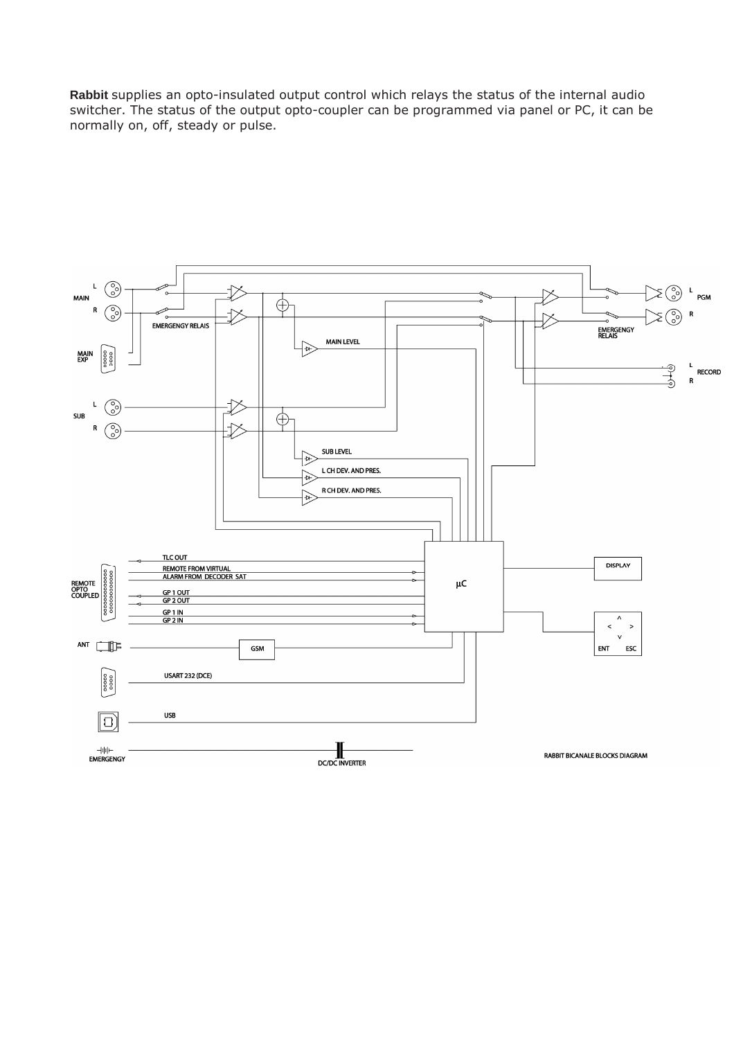**Rabbit** supplies an opto-insulated output control which relays the status of the internal audio switcher. The status of the output opto-coupler can be programmed via panel or PC, it can be normally on, off, steady or pulse.

RABBIT BICANALE BLOCKS DIAGRAM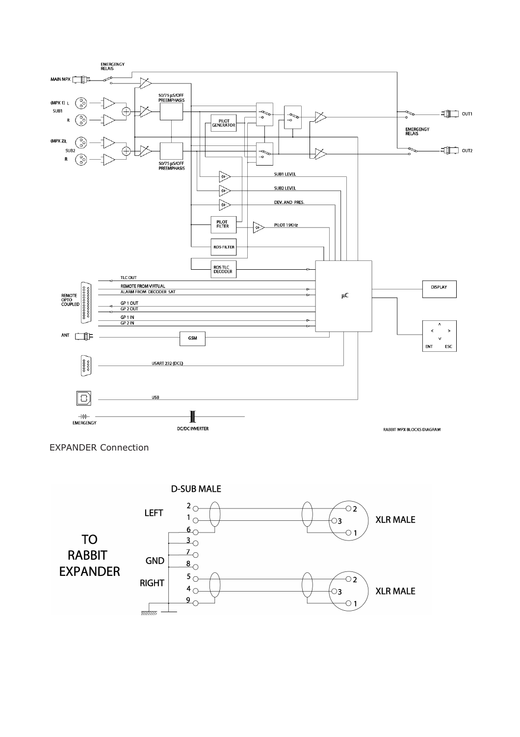EXPANDER Connection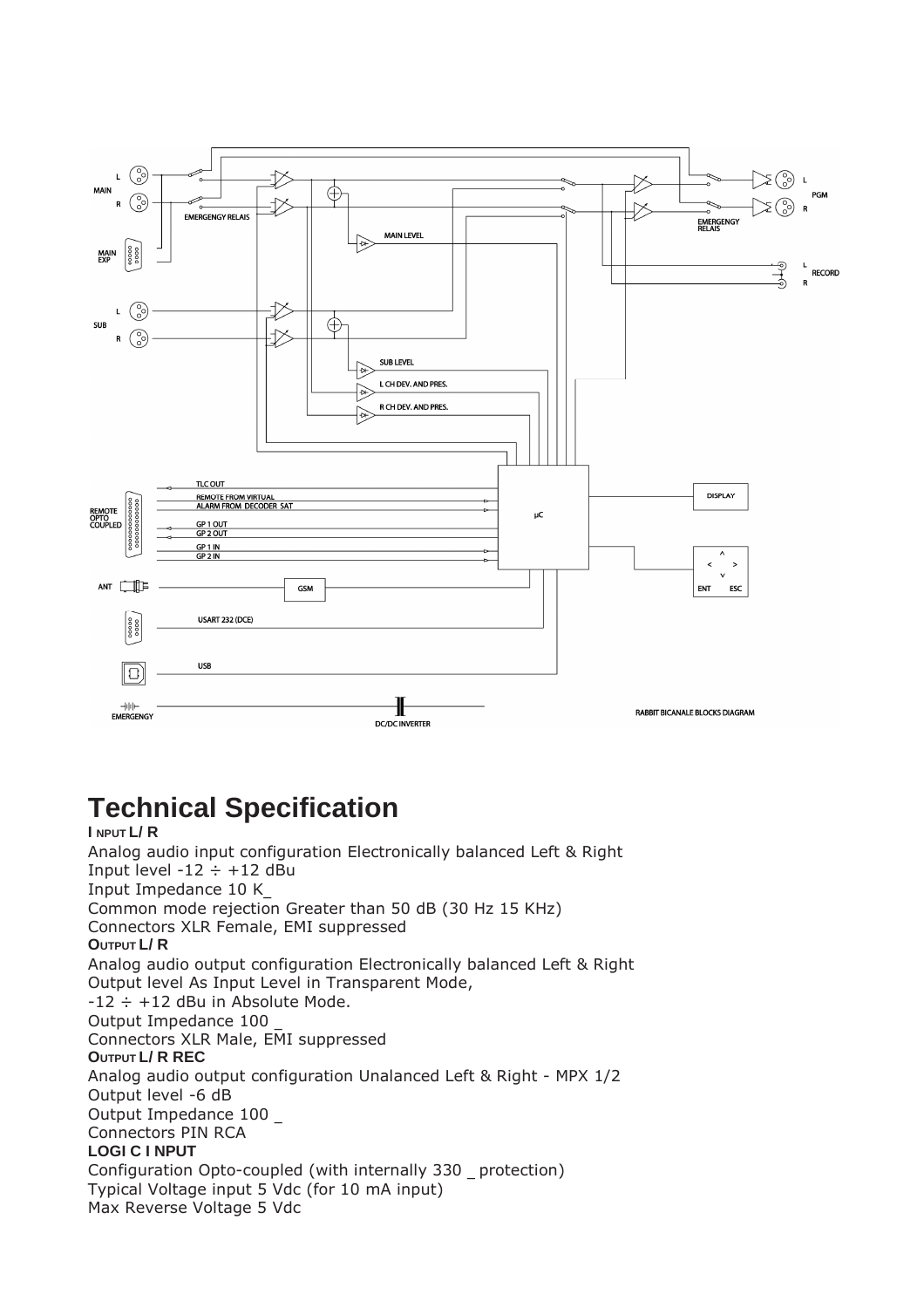# Technical Specification

**INPUT L/ R**

Analog audio input configuration Electronically balanced Left & Right
Input level -12 ÷ +12 dBu
Input Impedance 10 K_
Common mode rejection Greater than 50 dB (30 Hz 15 KHz)
Connectors XLR Female, EMI suppressed

**OUTPUT L/ R**

Analog audio output configuration Electronically balanced Left & Right
Output level As Input Level in Transparent Mode,
-12 ÷ +12 dBu in Absolute Mode.
Output Impedance 100 _
Connectors XLR Male, EMI suppressed

**OUTPUT L/ R REC**

Analog audio output configuration Unalanced Left & Right - MPX 1/2
Output level -6 dB
Output Impedance 100 _
Connectors PIN RCA

**LOGI C I NPUT**

Configuration Opto-coupled (with internally 330 _ protection)
Typical Voltage input 5 Vdc (for 10 mA input)
Max Reverse Voltage 5 Vdc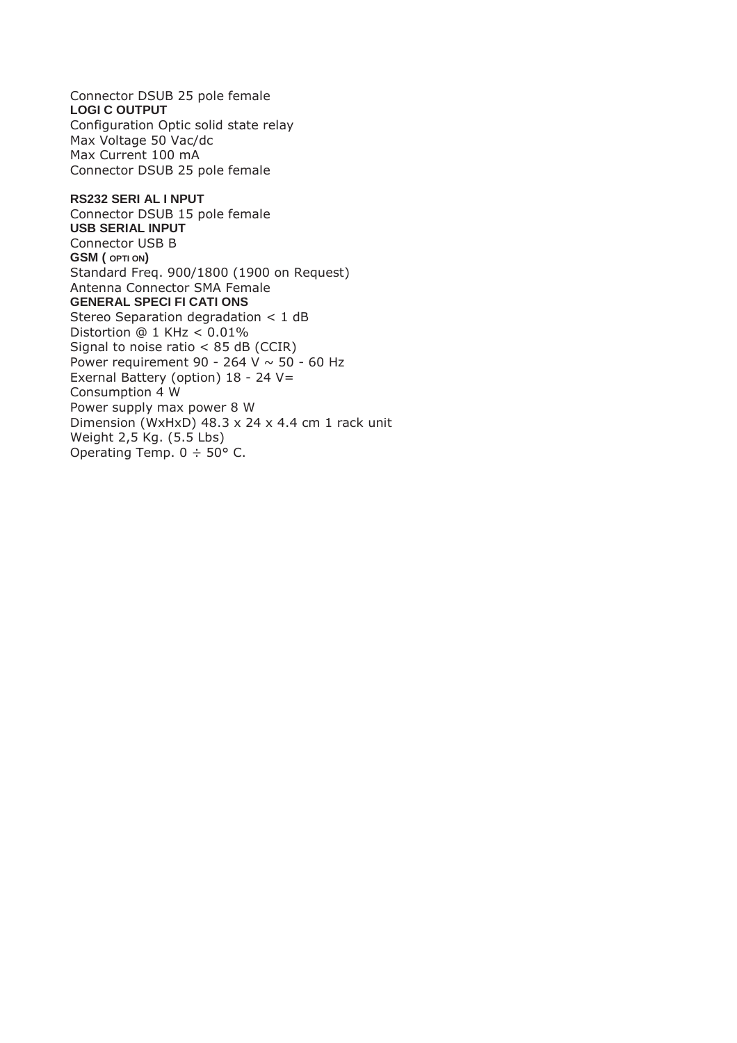Connector DSUB 25 pole female

**LOGIC OUTPUT**

Configuration Optic solid state relay
Max Voltage 50 Vac/dc
Max Current 100 mA
Connector DSUB 25 pole female

**RS232 SERIAL INPUT**

Connector DSUB 15 pole female

**USB SERIAL INPUT**

Connector USB B

**GSM (OPTION)**

Standard Freq. 900/1800 (1900 on Request)
Antenna Connector SMA Female

**GENERAL SPECIFICATIONS**

Stereo Separation degradation < 1 dB
Distortion @ 1 KHz < 0.01%
Signal to noise ratio < 85 dB (CCIR)
Power requirement 90 - 264 V ~ 50 - 60 Hz
Exernal Battery (option) 18 - 24 V=
Consumption 4 W
Power supply max power 8 W
Dimension (WxHxD) 48.3 x 24 x 4.4 cm 1 rack unit
Weight 2,5 Kg. (5.5 Lbs)
Operating Temp. 0 ÷ 50° C.